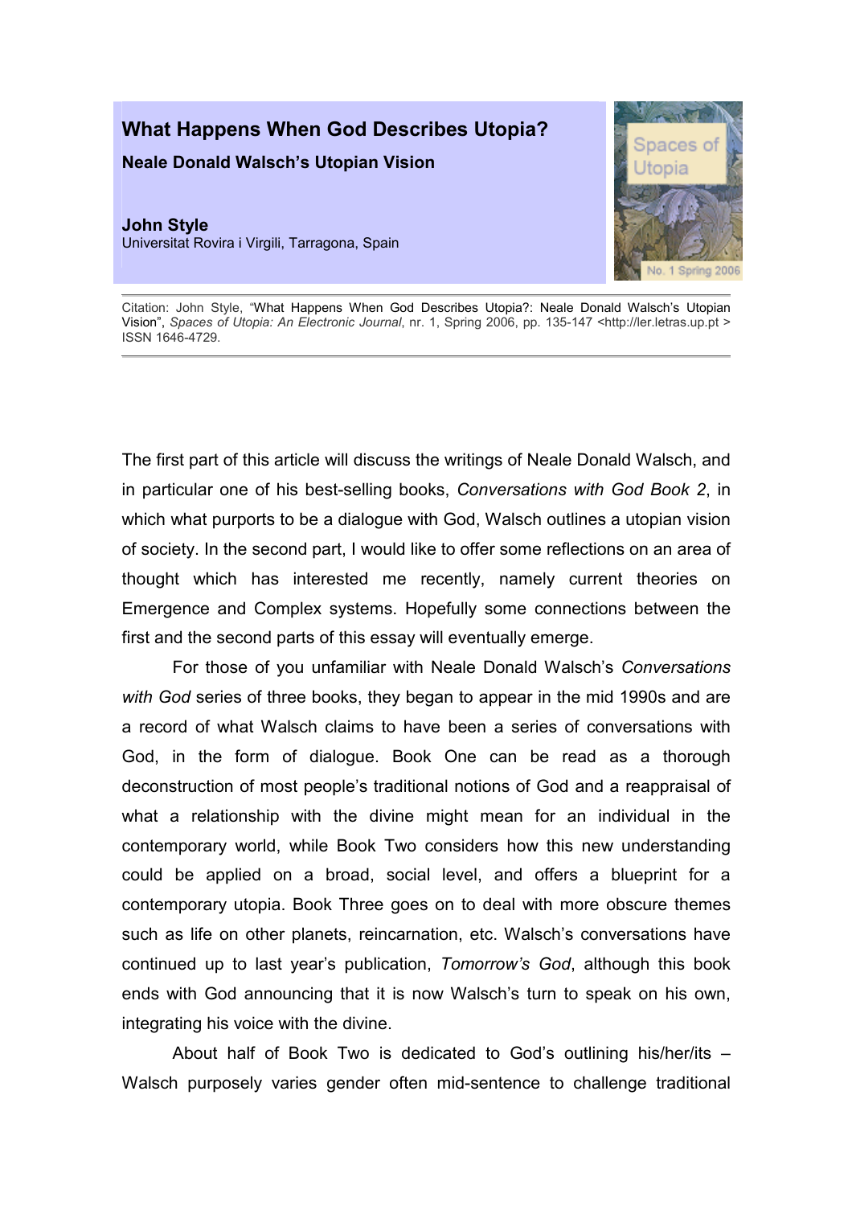# What Happens When God Describes Utopia?

## Neale Donald Walsch's Utopian Vision

**John Style**
Universitat Rovira i Virgili, Tarragona, Spain

Citation: John Style, "What Happens When God Describes Utopia?: Neale Donald Walsch's Utopian Vision", *Spaces of Utopia: An Electronic Journal*, nr. 1, Spring 2006, pp. 135-147 <http://ler.letras.up.pt > ISSN 1646-4729.

---

The first part of this article will discuss the writings of Neale Donald Walsch, and in particular one of his best-selling books, *Conversations with God Book 2*, in which what purports to be a dialogue with God, Walsch outlines a utopian vision of society. In the second part, I would like to offer some reflections on an area of thought which has interested me recently, namely current theories on Emergence and Complex systems. Hopefully some connections between the first and the second parts of this essay will eventually emerge.

For those of you unfamiliar with Neale Donald Walsch's *Conversations with God* series of three books, they began to appear in the mid 1990s and are a record of what Walsch claims to have been a series of conversations with God, in the form of dialogue. Book One can be read as a thorough deconstruction of most people's traditional notions of God and a reappraisal of what a relationship with the divine might mean for an individual in the contemporary world, while Book Two considers how this new understanding could be applied on a broad, social level, and offers a blueprint for a contemporary utopia. Book Three goes on to deal with more obscure themes such as life on other planets, reincarnation, etc. Walsch's conversations have continued up to last year's publication, *Tomorrow's God*, although this book ends with God announcing that it is now Walsch's turn to speak on his own, integrating his voice with the divine.

About half of Book Two is dedicated to God's outlining his/her/its – Walsch purposely varies gender often mid-sentence to challenge traditional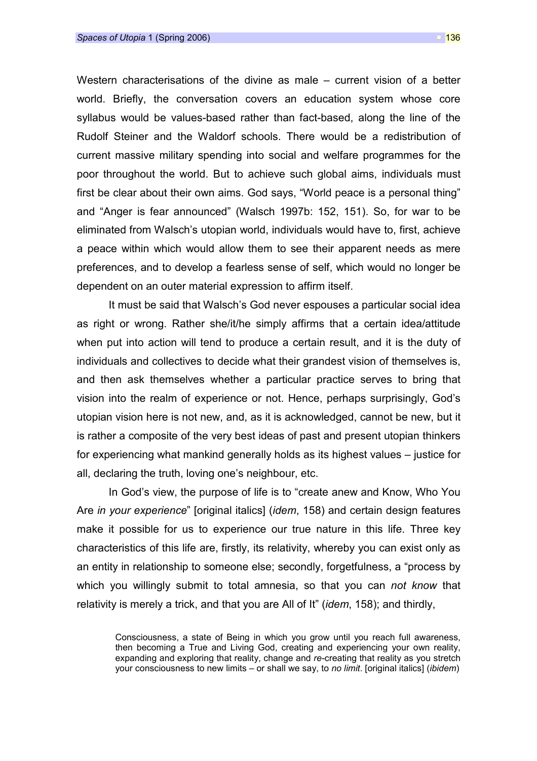Western characterisations of the divine as male – current vision of a better world. Briefly, the conversation covers an education system whose core syllabus would be values-based rather than fact-based, along the line of the Rudolf Steiner and the Waldorf schools. There would be a redistribution of current massive military spending into social and welfare programmes for the poor throughout the world. But to achieve such global aims, individuals must first be clear about their own aims. God says, "World peace is a personal thing" and "Anger is fear announced" (Walsch 1997b: 152, 151). So, for war to be eliminated from Walsch's utopian world, individuals would have to, first, achieve a peace within which would allow them to see their apparent needs as mere preferences, and to develop a fearless sense of self, which would no longer be dependent on an outer material expression to affirm itself.

It must be said that Walsch's God never espouses a particular social idea as right or wrong. Rather she/it/he simply affirms that a certain idea/attitude when put into action will tend to produce a certain result, and it is the duty of individuals and collectives to decide what their grandest vision of themselves is, and then ask themselves whether a particular practice serves to bring that vision into the realm of experience or not. Hence, perhaps surprisingly, God's utopian vision here is not new, and, as it is acknowledged, cannot be new, but it is rather a composite of the very best ideas of past and present utopian thinkers for experiencing what mankind generally holds as its highest values – justice for all, declaring the truth, loving one's neighbour, etc.

In God's view, the purpose of life is to "create anew and Know, Who You Are *in your experience*" [original italics] (*idem*, 158) and certain design features make it possible for us to experience our true nature in this life. Three key characteristics of this life are, firstly, its relativity, whereby you can exist only as an entity in relationship to someone else; secondly, forgetfulness, a "process by which you willingly submit to total amnesia, so that you can *not know* that relativity is merely a trick, and that you are All of It" (*idem*, 158); and thirdly,

> Consciousness, a state of Being in which you grow until you reach full awareness, then becoming a True and Living God, creating and experiencing your own reality, expanding and exploring that reality, change and *re*-creating that reality as you stretch your consciousness to new limits – or shall we say, to *no limit*. [original italics] (*ibidem*)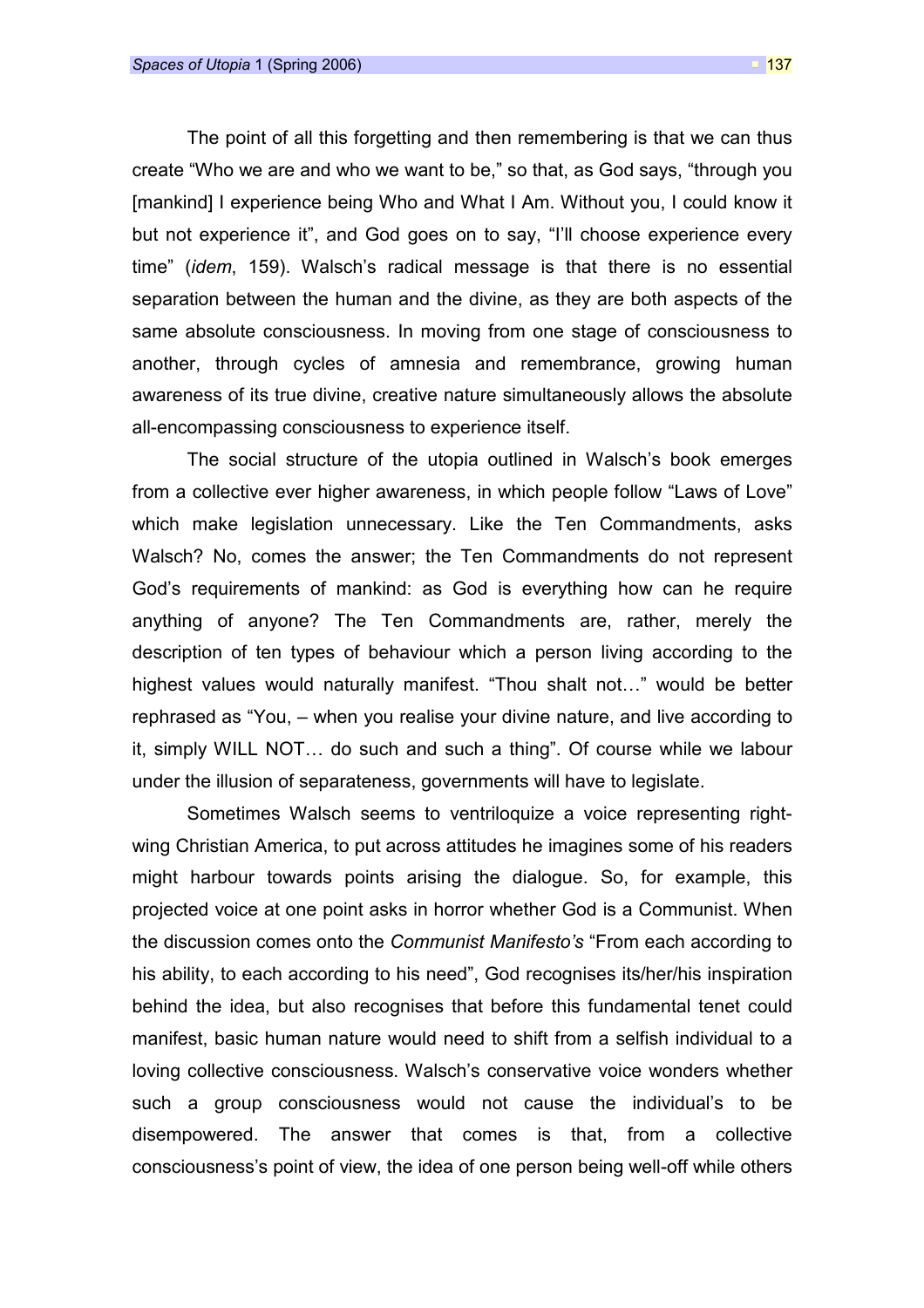The point of all this forgetting and then remembering is that we can thus create "Who we are and who we want to be," so that, as God says, "through you [mankind] I experience being Who and What I Am. Without you, I could know it but not experience it", and God goes on to say, "I'll choose experience every time" (*idem*, 159). Walsch's radical message is that there is no essential separation between the human and the divine, as they are both aspects of the same absolute consciousness. In moving from one stage of consciousness to another, through cycles of amnesia and remembrance, growing human awareness of its true divine, creative nature simultaneously allows the absolute all-encompassing consciousness to experience itself.

The social structure of the utopia outlined in Walsch's book emerges from a collective ever higher awareness, in which people follow "Laws of Love" which make legislation unnecessary. Like the Ten Commandments, asks Walsch? No, comes the answer; the Ten Commandments do not represent God's requirements of mankind: as God is everything how can he require anything of anyone? The Ten Commandments are, rather, merely the description of ten types of behaviour which a person living according to the highest values would naturally manifest. "Thou shalt not…" would be better rephrased as "You, – when you realise your divine nature, and live according to it, simply WILL NOT… do such and such a thing". Of course while we labour under the illusion of separateness, governments will have to legislate.

Sometimes Walsch seems to ventriloquize a voice representing right-wing Christian America, to put across attitudes he imagines some of his readers might harbour towards points arising the dialogue. So, for example, this projected voice at one point asks in horror whether God is a Communist. When the discussion comes onto the *Communist Manifesto's* "From each according to his ability, to each according to his need", God recognises its/her/his inspiration behind the idea, but also recognises that before this fundamental tenet could manifest, basic human nature would need to shift from a selfish individual to a loving collective consciousness. Walsch's conservative voice wonders whether such a group consciousness would not cause the individual's to be disempowered. The answer that comes is that, from a collective consciousness's point of view, the idea of one person being well-off while others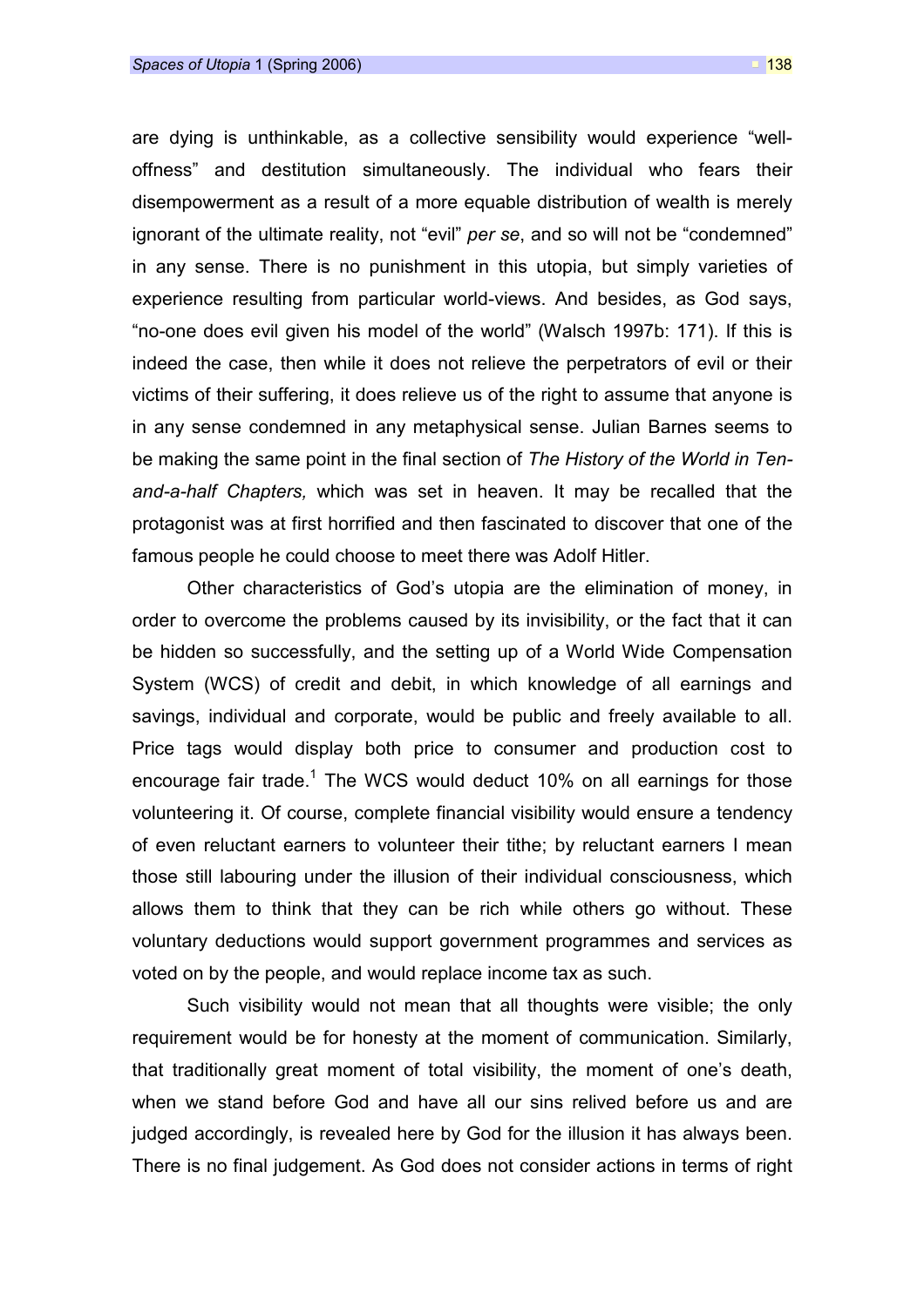are dying is unthinkable, as a collective sensibility would experience "well-offness" and destitution simultaneously. The individual who fears their disempowerment as a result of a more equable distribution of wealth is merely ignorant of the ultimate reality, not "evil" *per se*, and so will not be "condemned" in any sense. There is no punishment in this utopia, but simply varieties of experience resulting from particular world-views. And besides, as God says, "no-one does evil given his model of the world" (Walsch 1997b: 171). If this is indeed the case, then while it does not relieve the perpetrators of evil or their victims of their suffering, it does relieve us of the right to assume that anyone is in any sense condemned in any metaphysical sense. Julian Barnes seems to be making the same point in the final section of *The History of the World in Ten-and-a-half Chapters,* which was set in heaven. It may be recalled that the protagonist was at first horrified and then fascinated to discover that one of the famous people he could choose to meet there was Adolf Hitler.

Other characteristics of God's utopia are the elimination of money, in order to overcome the problems caused by its invisibility, or the fact that it can be hidden so successfully, and the setting up of a World Wide Compensation System (WCS) of credit and debit, in which knowledge of all earnings and savings, individual and corporate, would be public and freely available to all. Price tags would display both price to consumer and production cost to encourage fair trade.[1] The WCS would deduct 10% on all earnings for those volunteering it. Of course, complete financial visibility would ensure a tendency of even reluctant earners to volunteer their tithe; by reluctant earners I mean those still labouring under the illusion of their individual consciousness, which allows them to think that they can be rich while others go without. These voluntary deductions would support government programmes and services as voted on by the people, and would replace income tax as such.

Such visibility would not mean that all thoughts were visible; the only requirement would be for honesty at the moment of communication. Similarly, that traditionally great moment of total visibility, the moment of one's death, when we stand before God and have all our sins relived before us and are judged accordingly, is revealed here by God for the illusion it has always been. There is no final judgement. As God does not consider actions in terms of right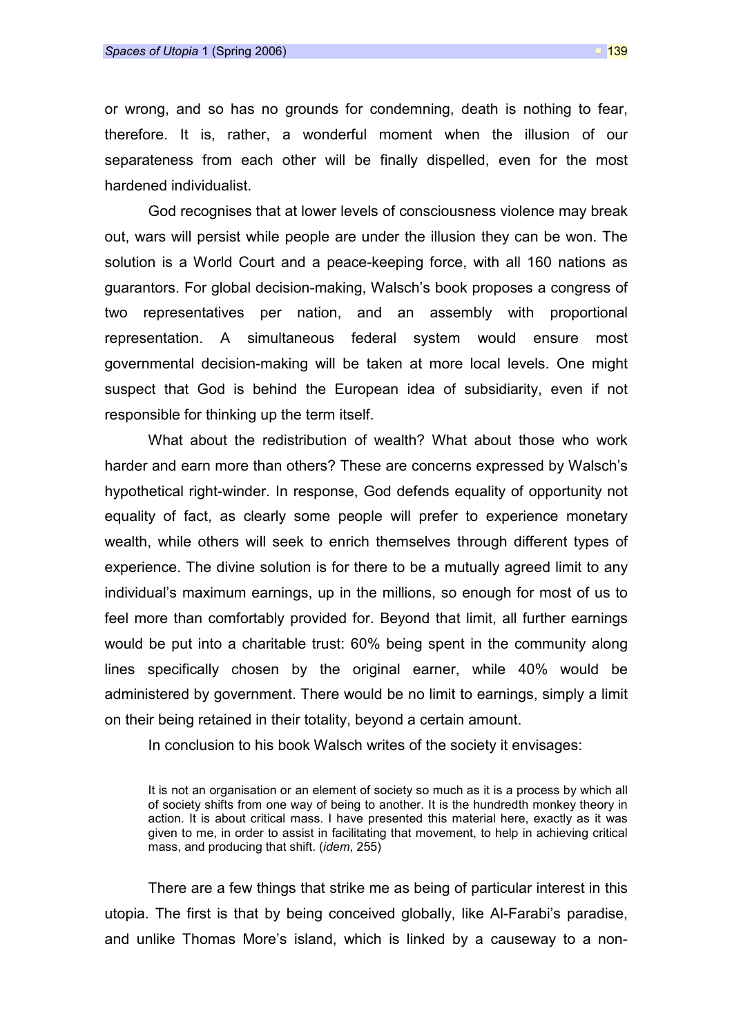or wrong, and so has no grounds for condemning, death is nothing to fear, therefore. It is, rather, a wonderful moment when the illusion of our separateness from each other will be finally dispelled, even for the most hardened individualist.

God recognises that at lower levels of consciousness violence may break out, wars will persist while people are under the illusion they can be won. The solution is a World Court and a peace-keeping force, with all 160 nations as guarantors. For global decision-making, Walsch's book proposes a congress of two representatives per nation, and an assembly with proportional representation. A simultaneous federal system would ensure most governmental decision-making will be taken at more local levels. One might suspect that God is behind the European idea of subsidiarity, even if not responsible for thinking up the term itself.

What about the redistribution of wealth? What about those who work harder and earn more than others? These are concerns expressed by Walsch's hypothetical right-winder. In response, God defends equality of opportunity not equality of fact, as clearly some people will prefer to experience monetary wealth, while others will seek to enrich themselves through different types of experience. The divine solution is for there to be a mutually agreed limit to any individual's maximum earnings, up in the millions, so enough for most of us to feel more than comfortably provided for. Beyond that limit, all further earnings would be put into a charitable trust: 60% being spent in the community along lines specifically chosen by the original earner, while 40% would be administered by government. There would be no limit to earnings, simply a limit on their being retained in their totality, beyond a certain amount.

In conclusion to his book Walsch writes of the society it envisages:

> It is not an organisation or an element of society so much as it is a process by which all of society shifts from one way of being to another. It is the hundredth monkey theory in action. It is about critical mass. I have presented this material here, exactly as it was given to me, in order to assist in facilitating that movement, to help in achieving critical mass, and producing that shift. (*idem*, 255)

There are a few things that strike me as being of particular interest in this utopia. The first is that by being conceived globally, like Al-Farabi's paradise, and unlike Thomas More's island, which is linked by a causeway to a non-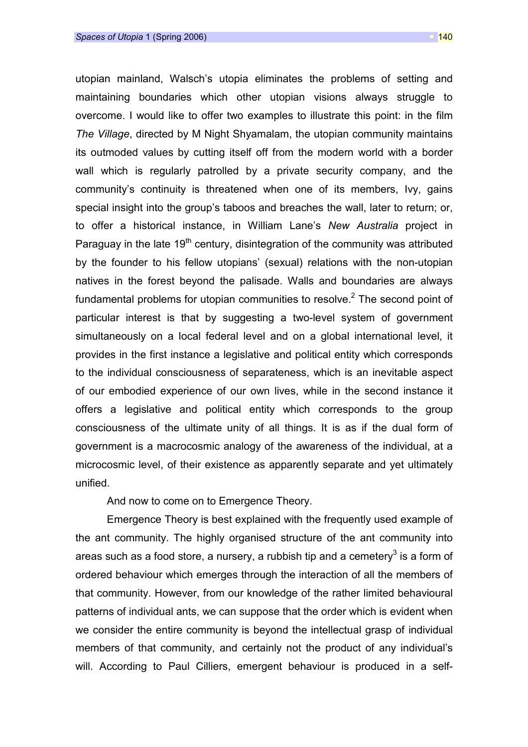utopian mainland, Walsch's utopia eliminates the problems of setting and maintaining boundaries which other utopian visions always struggle to overcome. I would like to offer two examples to illustrate this point: in the film *The Village*, directed by M Night Shyamalam, the utopian community maintains its outmoded values by cutting itself off from the modern world with a border wall which is regularly patrolled by a private security company, and the community's continuity is threatened when one of its members, Ivy, gains special insight into the group's taboos and breaches the wall, later to return; or, to offer a historical instance, in William Lane's *New Australia* project in Paraguay in the late 19$^{th}$ century, disintegration of the community was attributed by the founder to his fellow utopians' (sexual) relations with the non-utopian natives in the forest beyond the palisade. Walls and boundaries are always fundamental problems for utopian communities to resolve.[2] The second point of particular interest is that by suggesting a two-level system of government simultaneously on a local federal level and on a global international level, it provides in the first instance a legislative and political entity which corresponds to the individual consciousness of separateness, which is an inevitable aspect of our embodied experience of our own lives, while in the second instance it offers a legislative and political entity which corresponds to the group consciousness of the ultimate unity of all things. It is as if the dual form of government is a macrocosmic analogy of the awareness of the individual, at a microcosmic level, of their existence as apparently separate and yet ultimately unified.

And now to come on to Emergence Theory.

Emergence Theory is best explained with the frequently used example of the ant community. The highly organised structure of the ant community into areas such as a food store, a nursery, a rubbish tip and a cemetery[3] is a form of ordered behaviour which emerges through the interaction of all the members of that community. However, from our knowledge of the rather limited behavioural patterns of individual ants, we can suppose that the order which is evident when we consider the entire community is beyond the intellectual grasp of individual members of that community, and certainly not the product of any individual's will. According to Paul Cilliers, emergent behaviour is produced in a self-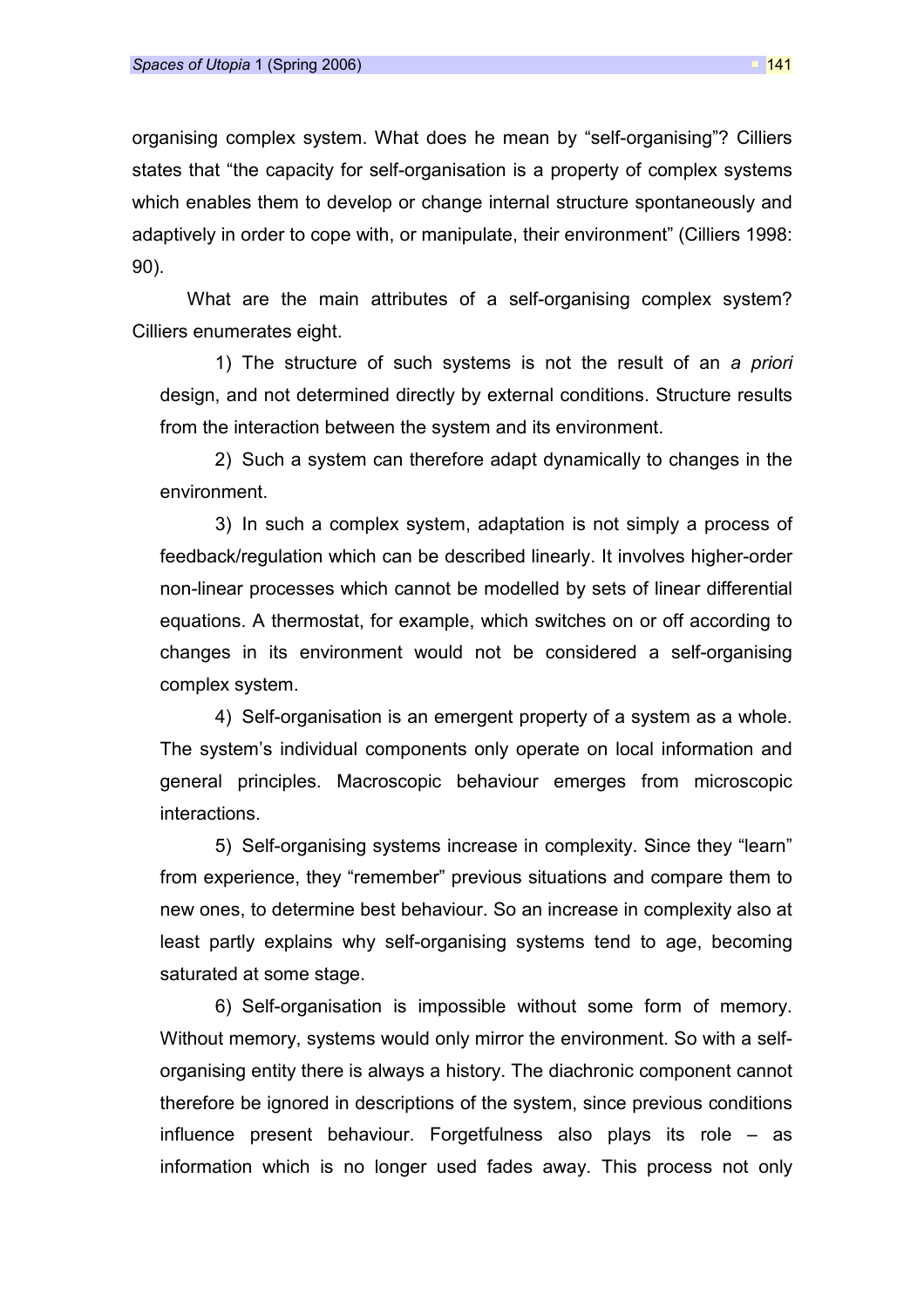organising complex system. What does he mean by "self-organising"? Cilliers states that "the capacity for self-organisation is a property of complex systems which enables them to develop or change internal structure spontaneously and adaptively in order to cope with, or manipulate, their environment" (Cilliers 1998: 90).

What are the main attributes of a self-organising complex system? Cilliers enumerates eight.

1) The structure of such systems is not the result of an *a priori* design, and not determined directly by external conditions. Structure results from the interaction between the system and its environment.

2) Such a system can therefore adapt dynamically to changes in the environment.

3) In such a complex system, adaptation is not simply a process of feedback/regulation which can be described linearly. It involves higher-order non-linear processes which cannot be modelled by sets of linear differential equations. A thermostat, for example, which switches on or off according to changes in its environment would not be considered a self-organising complex system.

4) Self-organisation is an emergent property of a system as a whole. The system's individual components only operate on local information and general principles. Macroscopic behaviour emerges from microscopic interactions.

5) Self-organising systems increase in complexity. Since they "learn" from experience, they "remember" previous situations and compare them to new ones, to determine best behaviour. So an increase in complexity also at least partly explains why self-organising systems tend to age, becoming saturated at some stage.

6) Self-organisation is impossible without some form of memory. Without memory, systems would only mirror the environment. So with a self-organising entity there is always a history. The diachronic component cannot therefore be ignored in descriptions of the system, since previous conditions influence present behaviour. Forgetfulness also plays its role – as information which is no longer used fades away. This process not only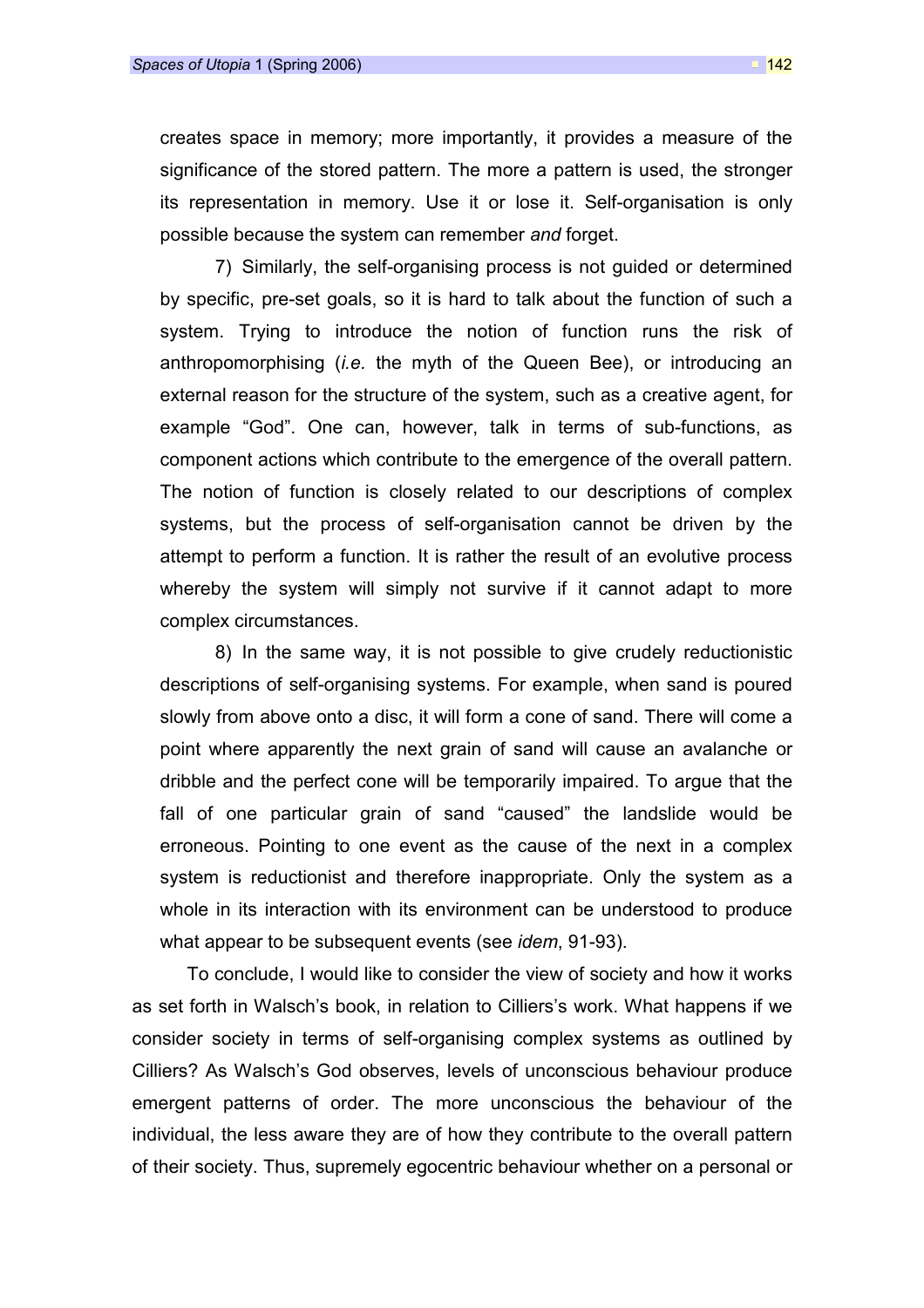creates space in memory; more importantly, it provides a measure of the significance of the stored pattern. The more a pattern is used, the stronger its representation in memory. Use it or lose it. Self-organisation is only possible because the system can remember *and* forget.

7) Similarly, the self-organising process is not guided or determined by specific, pre-set goals, so it is hard to talk about the function of such a system. Trying to introduce the notion of function runs the risk of anthropomorphising (*i.e.* the myth of the Queen Bee), or introducing an external reason for the structure of the system, such as a creative agent, for example "God". One can, however, talk in terms of sub-functions, as component actions which contribute to the emergence of the overall pattern. The notion of function is closely related to our descriptions of complex systems, but the process of self-organisation cannot be driven by the attempt to perform a function. It is rather the result of an evolutive process whereby the system will simply not survive if it cannot adapt to more complex circumstances.

8) In the same way, it is not possible to give crudely reductionistic descriptions of self-organising systems. For example, when sand is poured slowly from above onto a disc, it will form a cone of sand. There will come a point where apparently the next grain of sand will cause an avalanche or dribble and the perfect cone will be temporarily impaired. To argue that the fall of one particular grain of sand "caused" the landslide would be erroneous. Pointing to one event as the cause of the next in a complex system is reductionist and therefore inappropriate. Only the system as a whole in its interaction with its environment can be understood to produce what appear to be subsequent events (see *idem*, 91-93).

To conclude, I would like to consider the view of society and how it works as set forth in Walsch's book, in relation to Cilliers's work. What happens if we consider society in terms of self-organising complex systems as outlined by Cilliers? As Walsch's God observes, levels of unconscious behaviour produce emergent patterns of order. The more unconscious the behaviour of the individual, the less aware they are of how they contribute to the overall pattern of their society. Thus, supremely egocentric behaviour whether on a personal or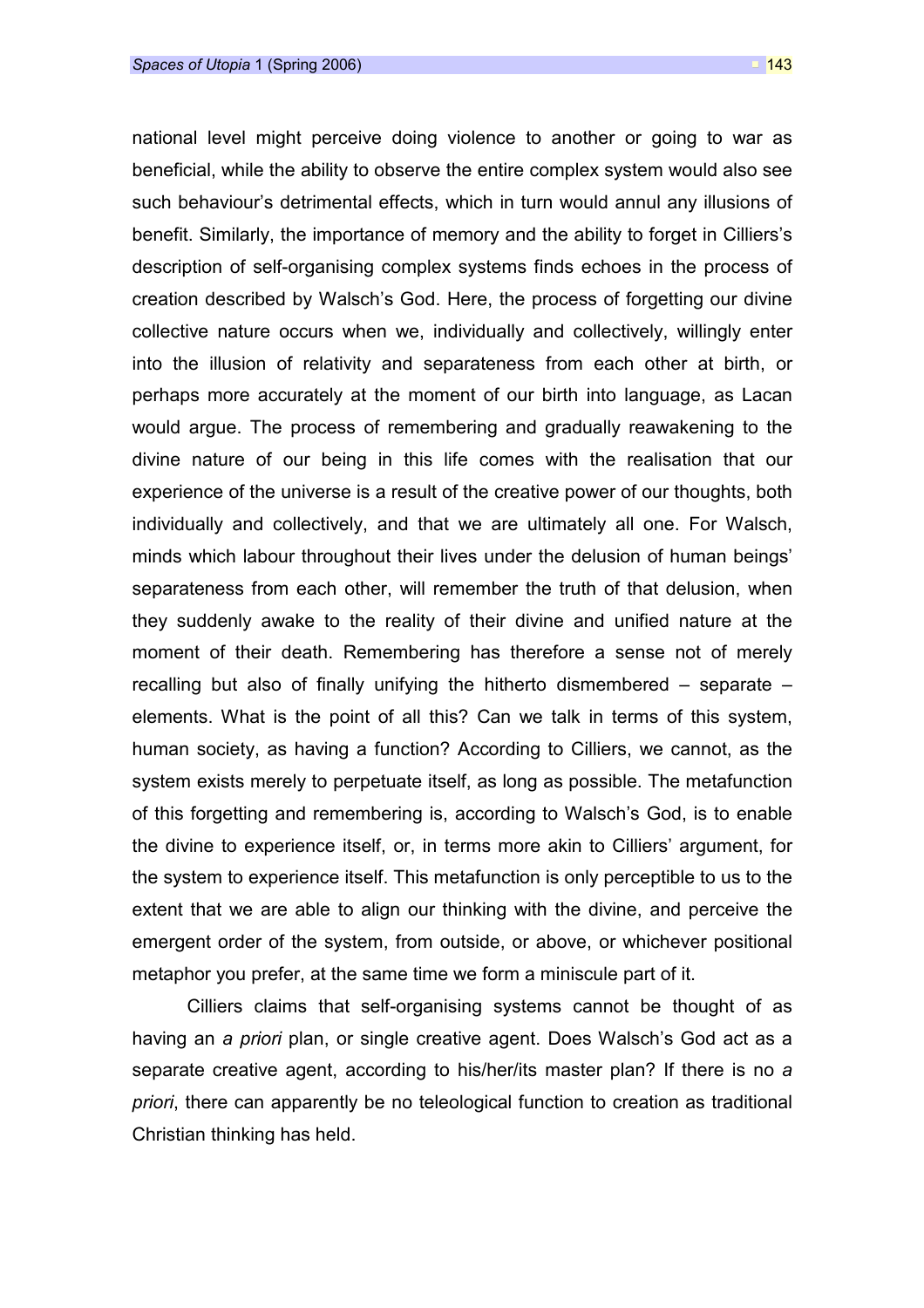national level might perceive doing violence to another or going to war as beneficial, while the ability to observe the entire complex system would also see such behaviour's detrimental effects, which in turn would annul any illusions of benefit. Similarly, the importance of memory and the ability to forget in Cilliers's description of self-organising complex systems finds echoes in the process of creation described by Walsch's God. Here, the process of forgetting our divine collective nature occurs when we, individually and collectively, willingly enter into the illusion of relativity and separateness from each other at birth, or perhaps more accurately at the moment of our birth into language, as Lacan would argue. The process of remembering and gradually reawakening to the divine nature of our being in this life comes with the realisation that our experience of the universe is a result of the creative power of our thoughts, both individually and collectively, and that we are ultimately all one. For Walsch, minds which labour throughout their lives under the delusion of human beings' separateness from each other, will remember the truth of that delusion, when they suddenly awake to the reality of their divine and unified nature at the moment of their death. Remembering has therefore a sense not of merely recalling but also of finally unifying the hitherto dismembered – separate – elements. What is the point of all this? Can we talk in terms of this system, human society, as having a function? According to Cilliers, we cannot, as the system exists merely to perpetuate itself, as long as possible. The metafunction of this forgetting and remembering is, according to Walsch's God, is to enable the divine to experience itself, or, in terms more akin to Cilliers' argument, for the system to experience itself. This metafunction is only perceptible to us to the extent that we are able to align our thinking with the divine, and perceive the emergent order of the system, from outside, or above, or whichever positional metaphor you prefer, at the same time we form a miniscule part of it.

Cilliers claims that self-organising systems cannot be thought of as having an *a priori* plan, or single creative agent. Does Walsch's God act as a separate creative agent, according to his/her/its master plan? If there is no *a priori*, there can apparently be no teleological function to creation as traditional Christian thinking has held.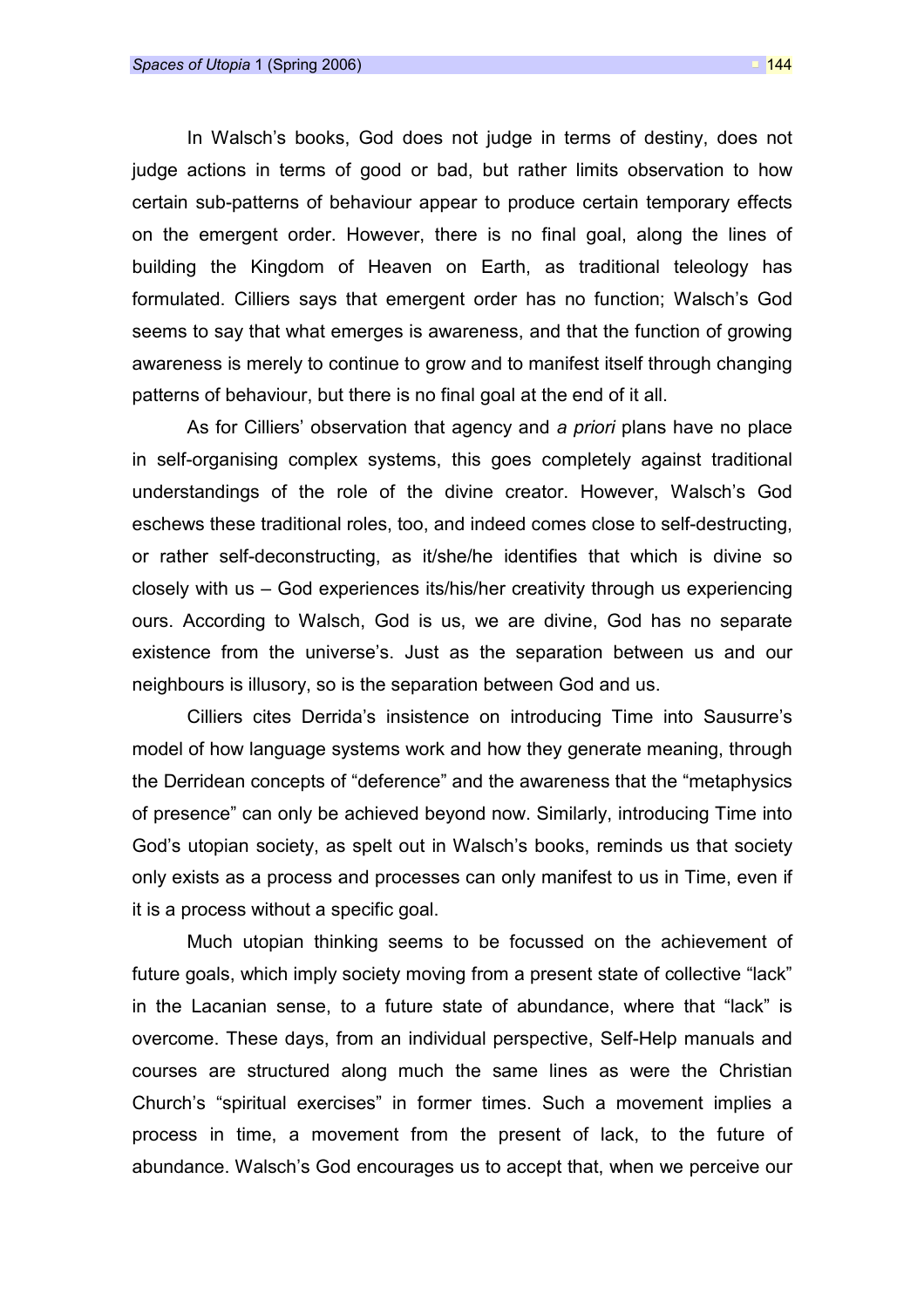In Walsch's books, God does not judge in terms of destiny, does not judge actions in terms of good or bad, but rather limits observation to how certain sub-patterns of behaviour appear to produce certain temporary effects on the emergent order. However, there is no final goal, along the lines of building the Kingdom of Heaven on Earth, as traditional teleology has formulated. Cilliers says that emergent order has no function; Walsch's God seems to say that what emerges is awareness, and that the function of growing awareness is merely to continue to grow and to manifest itself through changing patterns of behaviour, but there is no final goal at the end of it all.

As for Cilliers' observation that agency and *a priori* plans have no place in self-organising complex systems, this goes completely against traditional understandings of the role of the divine creator. However, Walsch's God eschews these traditional roles, too, and indeed comes close to self-destructing, or rather self-deconstructing, as it/she/he identifies that which is divine so closely with us – God experiences its/his/her creativity through us experiencing ours. According to Walsch, God is us, we are divine, God has no separate existence from the universe's. Just as the separation between us and our neighbours is illusory, so is the separation between God and us.

Cilliers cites Derrida's insistence on introducing Time into Sausurre's model of how language systems work and how they generate meaning, through the Derridean concepts of "deference" and the awareness that the "metaphysics of presence" can only be achieved beyond now. Similarly, introducing Time into God's utopian society, as spelt out in Walsch's books, reminds us that society only exists as a process and processes can only manifest to us in Time, even if it is a process without a specific goal.

Much utopian thinking seems to be focussed on the achievement of future goals, which imply society moving from a present state of collective "lack" in the Lacanian sense, to a future state of abundance, where that "lack" is overcome. These days, from an individual perspective, Self-Help manuals and courses are structured along much the same lines as were the Christian Church's "spiritual exercises" in former times. Such a movement implies a process in time, a movement from the present of lack, to the future of abundance. Walsch's God encourages us to accept that, when we perceive our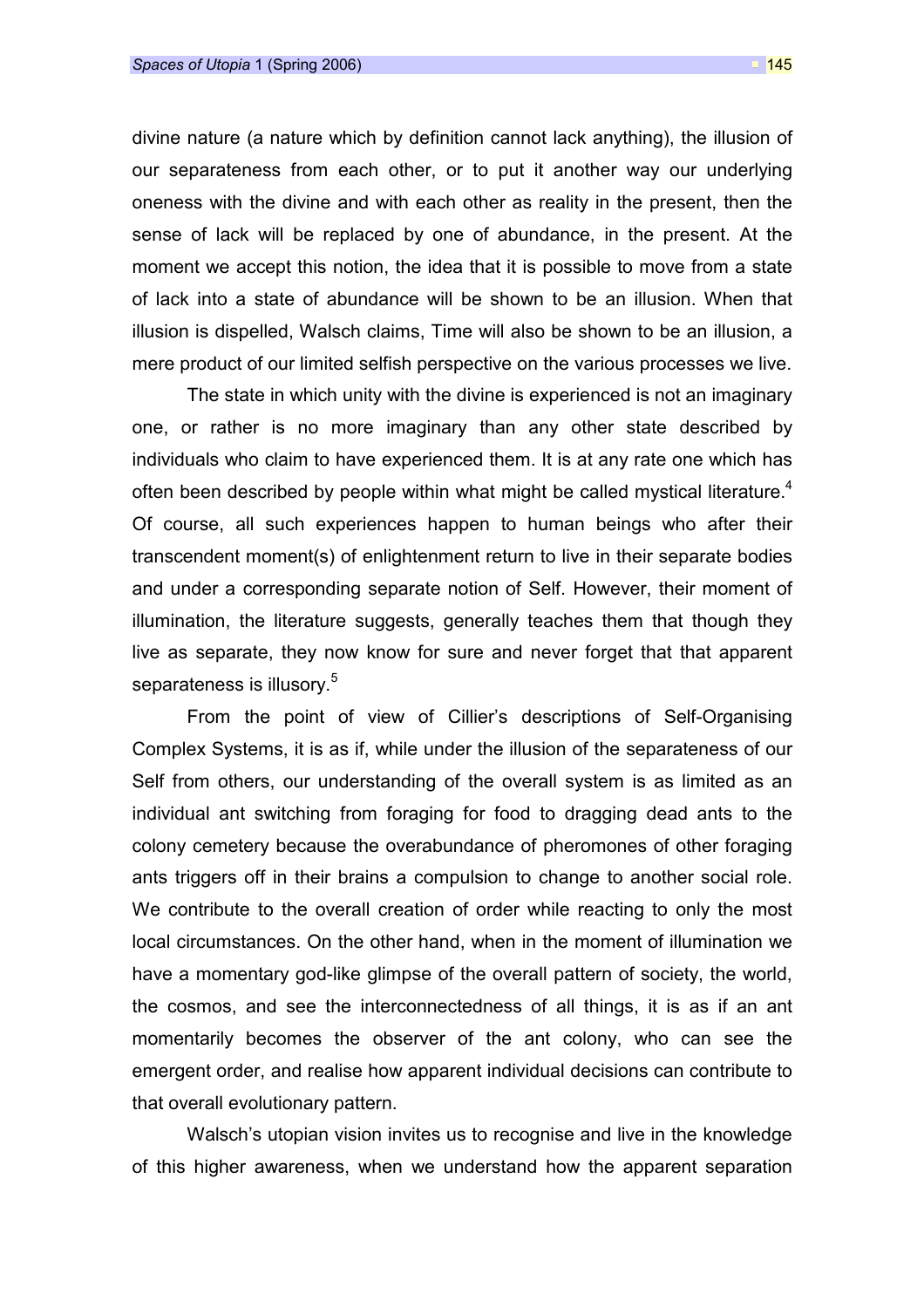divine nature (a nature which by definition cannot lack anything), the illusion of our separateness from each other, or to put it another way our underlying oneness with the divine and with each other as reality in the present, then the sense of lack will be replaced by one of abundance, in the present. At the moment we accept this notion, the idea that it is possible to move from a state of lack into a state of abundance will be shown to be an illusion. When that illusion is dispelled, Walsch claims, Time will also be shown to be an illusion, a mere product of our limited selfish perspective on the various processes we live.

The state in which unity with the divine is experienced is not an imaginary one, or rather is no more imaginary than any other state described by individuals who claim to have experienced them. It is at any rate one which has often been described by people within what might be called mystical literature.[4] Of course, all such experiences happen to human beings who after their transcendent moment(s) of enlightenment return to live in their separate bodies and under a corresponding separate notion of Self. However, their moment of illumination, the literature suggests, generally teaches them that though they live as separate, they now know for sure and never forget that that apparent separateness is illusory.[5]

From the point of view of Cillier's descriptions of Self-Organising Complex Systems, it is as if, while under the illusion of the separateness of our Self from others, our understanding of the overall system is as limited as an individual ant switching from foraging for food to dragging dead ants to the colony cemetery because the overabundance of pheromones of other foraging ants triggers off in their brains a compulsion to change to another social role. We contribute to the overall creation of order while reacting to only the most local circumstances. On the other hand, when in the moment of illumination we have a momentary god-like glimpse of the overall pattern of society, the world, the cosmos, and see the interconnectedness of all things, it is as if an ant momentarily becomes the observer of the ant colony, who can see the emergent order, and realise how apparent individual decisions can contribute to that overall evolutionary pattern.

Walsch's utopian vision invites us to recognise and live in the knowledge of this higher awareness, when we understand how the apparent separation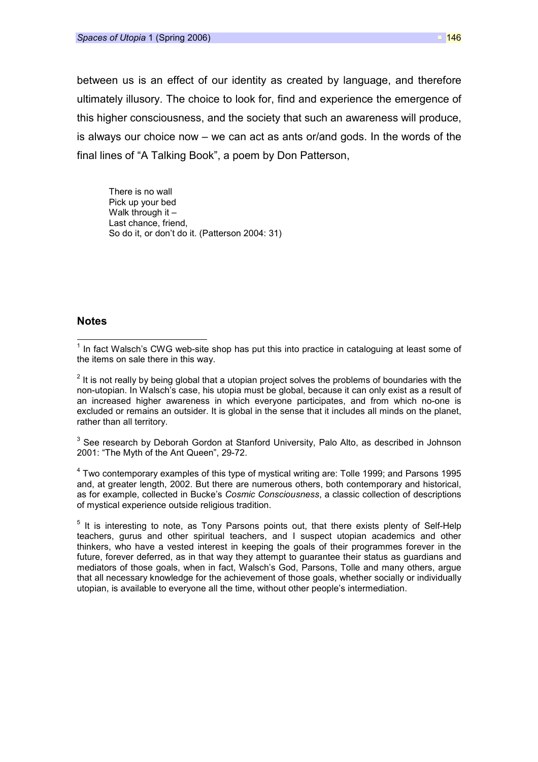between us is an effect of our identity as created by language, and therefore ultimately illusory. The choice to look for, find and experience the emergence of this higher consciousness, and the society that such an awareness will produce, is always our choice now – we can act as ants or/and gods. In the words of the final lines of "A Talking Book", a poem by Don Patterson,

> There is no wall
> Pick up your bed
> Walk through it –
> Last chance, friend,
> So do it, or don't do it. (Patterson 2004: 31)

## Notes

[1] In fact Walsch's CWG web-site shop has put this into practice in cataloguing at least some of the items on sale there in this way.

[2] It is not really by being global that a utopian project solves the problems of boundaries with the non-utopian. In Walsch's case, his utopia must be global, because it can only exist as a result of an increased higher awareness in which everyone participates, and from which no-one is excluded or remains an outsider. It is global in the sense that it includes all minds on the planet, rather than all territory.

[3] See research by Deborah Gordon at Stanford University, Palo Alto, as described in Johnson 2001: "The Myth of the Ant Queen", 29-72.

[4] Two contemporary examples of this type of mystical writing are: Tolle 1999; and Parsons 1995 and, at greater length, 2002. But there are numerous others, both contemporary and historical, as for example, collected in Bucke's *Cosmic Consciousness*, a classic collection of descriptions of mystical experience outside religious tradition.

[5] It is interesting to note, as Tony Parsons points out, that there exists plenty of Self-Help teachers, gurus and other spiritual teachers, and I suspect utopian academics and other thinkers, who have a vested interest in keeping the goals of their programmes forever in the future, forever deferred, as in that way they attempt to guarantee their status as guardians and mediators of those goals, when in fact, Walsch's God, Parsons, Tolle and many others, argue that all necessary knowledge for the achievement of those goals, whether socially or individually utopian, is available to everyone all the time, without other people's intermediation.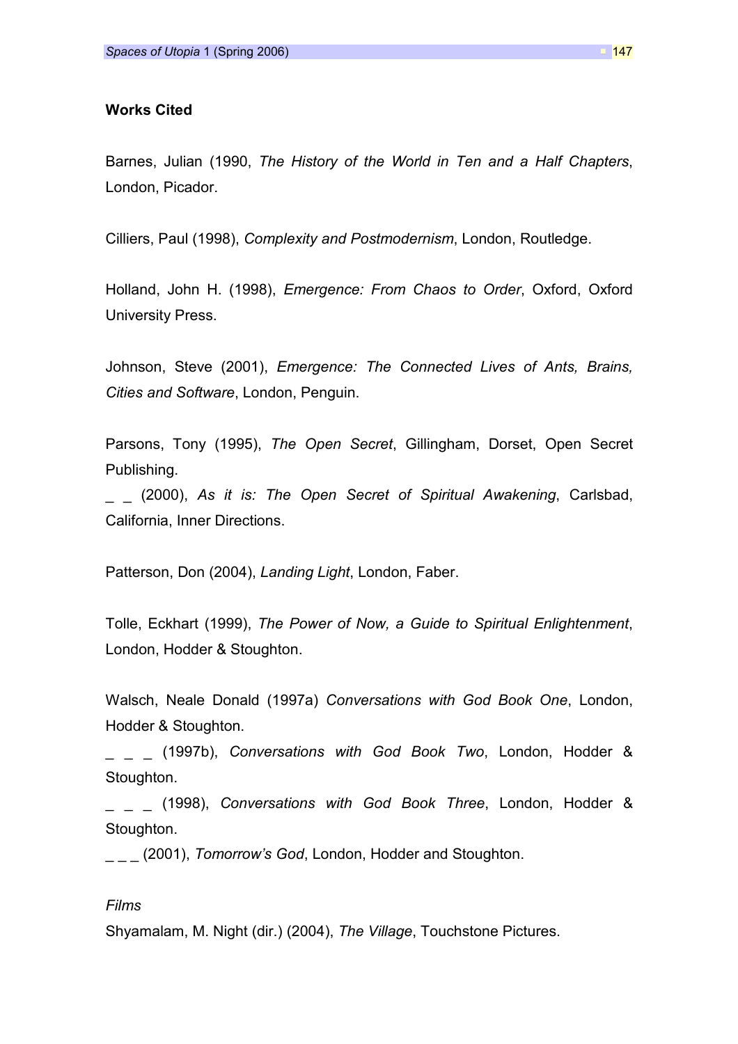**Works Cited**

Barnes, Julian (1990, *The History of the World in Ten and a Half Chapters*, London, Picador.

Cilliers, Paul (1998), *Complexity and Postmodernism*, London, Routledge.

Holland, John H. (1998), *Emergence: From Chaos to Order*, Oxford, Oxford University Press.

Johnson, Steve (2001), *Emergence: The Connected Lives of Ants, Brains, Cities and Software*, London, Penguin.

Parsons, Tony (1995), *The Open Secret*, Gillingham, Dorset, Open Secret Publishing.
_ _ (2000), *As it is: The Open Secret of Spiritual Awakening*, Carlsbad, California, Inner Directions.

Patterson, Don (2004), *Landing Light*, London, Faber.

Tolle, Eckhart (1999), *The Power of Now, a Guide to Spiritual Enlightenment*, London, Hodder & Stoughton.

Walsch, Neale Donald (1997a) *Conversations with God Book One*, London, Hodder & Stoughton.
_ _ _ (1997b), *Conversations with God Book Two*, London, Hodder & Stoughton.
_ _ _ (1998), *Conversations with God Book Three*, London, Hodder & Stoughton.
_ _ _ (2001), *Tomorrow's God*, London, Hodder and Stoughton.

*Films*

Shyamalam, M. Night (dir.) (2004), *The Village*, Touchstone Pictures.